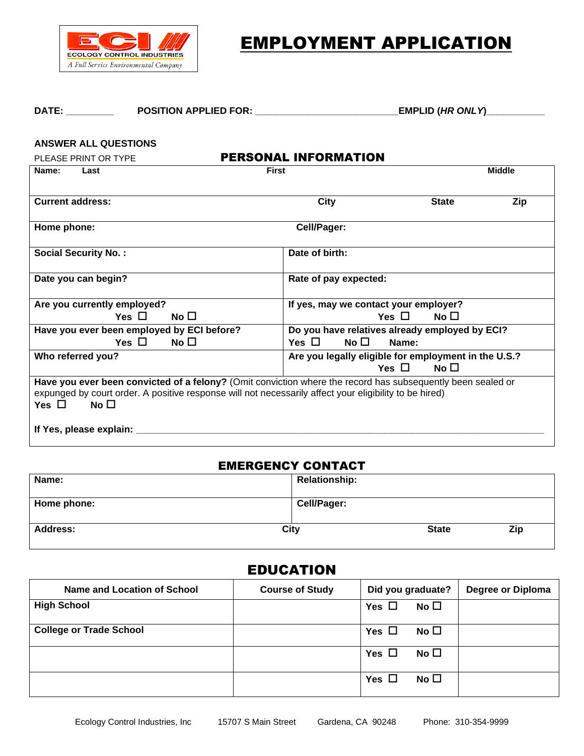ECI ECOLOGY CONTROL INDUSTRIES *A Full Service Environmental Company*

# EMPLOYMENT APPLICATION

**DATE:** _________ **POSITION APPLIED FOR:** ___________________________ **EMPLID (*HR ONLY*)**___________

**ANSWER ALL QUESTIONS**

PLEASE PRINT OR TYPE

## PERSONAL INFORMATION

| | | | |
|---|---|---|---|
| **Name:** **Last** | **First** | | **Middle** |
| **Current address:** | **City** | **State** | **Zip** |
| **Home phone:** | **Cell/Pager:** | | |
| **Social Security No. :** | **Date of birth:** | | |
| **Date you can begin?** | **Rate of pay expected:** | | |
| **Are you currently employed?** Yes ☐ No ☐ | **If yes, may we contact your employer?** Yes ☐ No ☐ | | |
| **Have you ever been employed by ECI before?** Yes ☐ No ☐ | **Do you have relatives already employed by ECI?** Yes ☐ No ☐ **Name:** | | |
| **Who referred you?** | **Are you legally eligible for employment in the U.S.?** Yes ☐ No ☐ | | |

**Have you ever been convicted of a felony?** (Omit conviction where the record has subsequently been sealed or expunged by court order. A positive response will not necessarily affect your eligibility to be hired)

**Yes** ☐ **No** ☐

**If Yes, please explain:** ___________________________________________________________________________

## EMERGENCY CONTACT

| | | | |
|---|---|---|---|
| **Name:** | **Relationship:** | | |
| **Home phone:** | **Cell/Pager:** | | |
| **Address:** | **City** | **State** | **Zip** |

## EDUCATION

| Name and Location of School | Course of Study | Did you graduate? | Degree or Diploma |
|---|---|---|---|
| **High School** | | Yes ☐ No ☐ | |
| **College or Trade School** | | Yes ☐ No ☐ | |
| | | Yes ☐ No ☐ | |
| | | Yes ☐ No ☐ | |

Ecology Control Industries, Inc 15707 S Main Street Gardena, CA 90248 Phone: 310-354-9999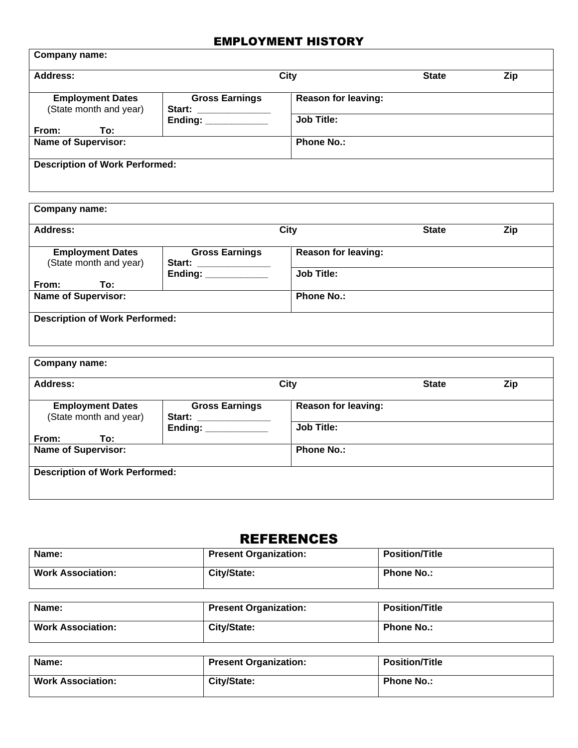## EMPLOYMENT HISTORY

| **Company name:** | | | | |
|---|---|---|---|---|
| **Address:** | | **City** | **State** | **Zip** |
| **Employment Dates** (State month and year) **From: To:** | **Gross Earnings** **Start:** ______________ **Ending:** ____________ | **Reason for leaving:** | | |
| | | **Job Title:** | | |
| **Name of Supervisor:** | | **Phone No.:** | | |
| **Description of Work Performed:** | | | | |

| **Company name:** | | | | |
|---|---|---|---|---|
| **Address:** | | **City** | **State** | **Zip** |
| **Employment Dates** (State month and year) **From: To:** | **Gross Earnings** **Start:** ______________ **Ending:** ____________ | **Reason for leaving:** | | |
| | | **Job Title:** | | |
| **Name of Supervisor:** | | **Phone No.:** | | |
| **Description of Work Performed:** | | | | |

| **Company name:** | | | | |
|---|---|---|---|---|
| **Address:** | | **City** | **State** | **Zip** |
| **Employment Dates** (State month and year) **From: To:** | **Gross Earnings** **Start:** ______________ **Ending:** ____________ | **Reason for leaving:** | | |
| | | **Job Title:** | | |
| **Name of Supervisor:** | | **Phone No.:** | | |
| **Description of Work Performed:** | | | | |

## REFERENCES

| **Name:** | **Present Organization:** | **Position/Title** |
|---|---|---|
| **Work Association:** | **City/State:** | **Phone No.:** |

| **Name:** | **Present Organization:** | **Position/Title** |
|---|---|---|
| **Work Association:** | **City/State:** | **Phone No.:** |

| **Name:** | **Present Organization:** | **Position/Title** |
|---|---|---|
| **Work Association:** | **City/State:** | **Phone No.:** |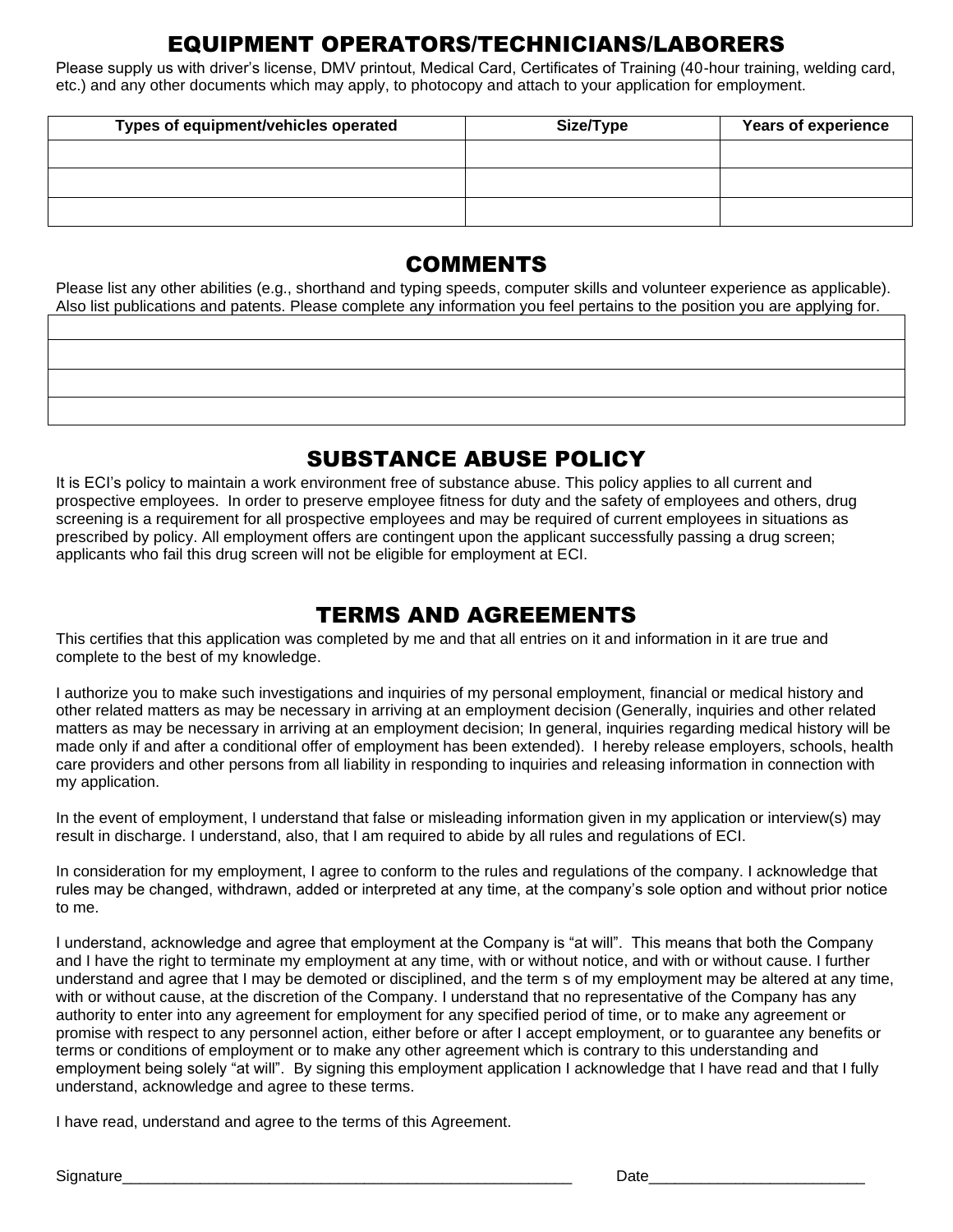## EQUIPMENT OPERATORS/TECHNICIANS/LABORERS

Please supply us with driver's license, DMV printout, Medical Card, Certificates of Training (40-hour training, welding card, etc.) and any other documents which may apply, to photocopy and attach to your application for employment.

| Types of equipment/vehicles operated | Size/Type | Years of experience |
|---|---|---|
| | | |
| | | |
| | | |

## COMMENTS

Please list any other abilities (e.g., shorthand and typing speeds, computer skills and volunteer experience as applicable). Also list publications and patents. Please complete any information you feel pertains to the position you are applying for.

| |
|---|
| |
| |
| |
| |

## SUBSTANCE ABUSE POLICY

It is ECI's policy to maintain a work environment free of substance abuse. This policy applies to all current and prospective employees. In order to preserve employee fitness for duty and the safety of employees and others, drug screening is a requirement for all prospective employees and may be required of current employees in situations as prescribed by policy. All employment offers are contingent upon the applicant successfully passing a drug screen; applicants who fail this drug screen will not be eligible for employment at ECI.

## TERMS AND AGREEMENTS

This certifies that this application was completed by me and that all entries on it and information in it are true and complete to the best of my knowledge.

I authorize you to make such investigations and inquiries of my personal employment, financial or medical history and other related matters as may be necessary in arriving at an employment decision (Generally, inquiries and other related matters as may be necessary in arriving at an employment decision; In general, inquiries regarding medical history will be made only if and after a conditional offer of employment has been extended). I hereby release employers, schools, health care providers and other persons from all liability in responding to inquiries and releasing information in connection with my application.

In the event of employment, I understand that false or misleading information given in my application or interview(s) may result in discharge. I understand, also, that I am required to abide by all rules and regulations of ECI.

In consideration for my employment, I agree to conform to the rules and regulations of the company. I acknowledge that rules may be changed, withdrawn, added or interpreted at any time, at the company's sole option and without prior notice to me.

I understand, acknowledge and agree that employment at the Company is "at will". This means that both the Company and I have the right to terminate my employment at any time, with or without notice, and with or without cause. I further understand and agree that I may be demoted or disciplined, and the term s of my employment may be altered at any time, with or without cause, at the discretion of the Company. I understand that no representative of the Company has any authority to enter into any agreement for employment for any specified period of time, or to make any agreement or promise with respect to any personnel action, either before or after I accept employment, or to guarantee any benefits or terms or conditions of employment or to make any other agreement which is contrary to this understanding and employment being solely "at will". By signing this employment application I acknowledge that I have read and that I fully understand, acknowledge and agree to these terms.

I have read, understand and agree to the terms of this Agreement.

Signature\_\_\_\_\_\_\_\_\_\_\_\_\_\_\_\_\_\_\_\_\_\_\_\_\_\_\_\_\_\_\_\_\_\_\_\_\_\_\_\_ Date\_\_\_\_\_\_\_\_\_\_\_\_\_\_\_\_\_\_\_\_\_\_\_\_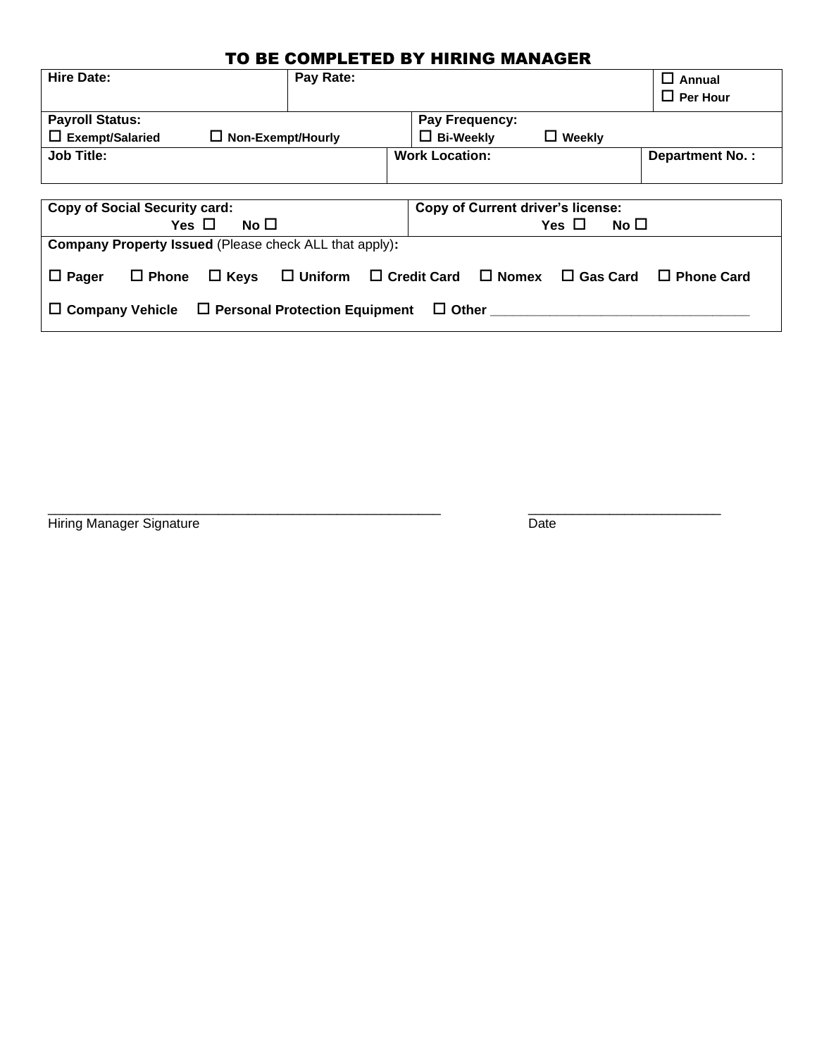## TO BE COMPLETED BY HIRING MANAGER

| | | |
|---|---|---|
| **Hire Date:** | **Pay Rate:** | ☐ **Annual**<br>☐ **Per Hour** |
| **Payroll Status:**<br>☐ **Exempt/Salaried** ☐ **Non-Exempt/Hourly** | **Pay Frequency:**<br>☐ **Bi-Weekly** ☐ **Weekly** | |
| **Job Title:** | **Work Location:** | **Department No. :** |

| | |
|---|---|
| **Copy of Social Security card:**<br>**Yes** ☐ **No** ☐ | **Copy of Current driver's license:**<br>**Yes** ☐ **No** ☐ |

**Company Property Issued** (Please check ALL that apply)**:**

☐ **Pager** ☐ **Phone** ☐ **Keys** ☐ **Uniform** ☐ **Credit Card** ☐ **Nomex** ☐ **Gas Card** ☐ **Phone Card**

☐ **Company Vehicle** ☐ **Personal Protection Equipment** ☐ **Other** ___________________________________

_____________________________________________________ _________________________

Hiring Manager Signature Date